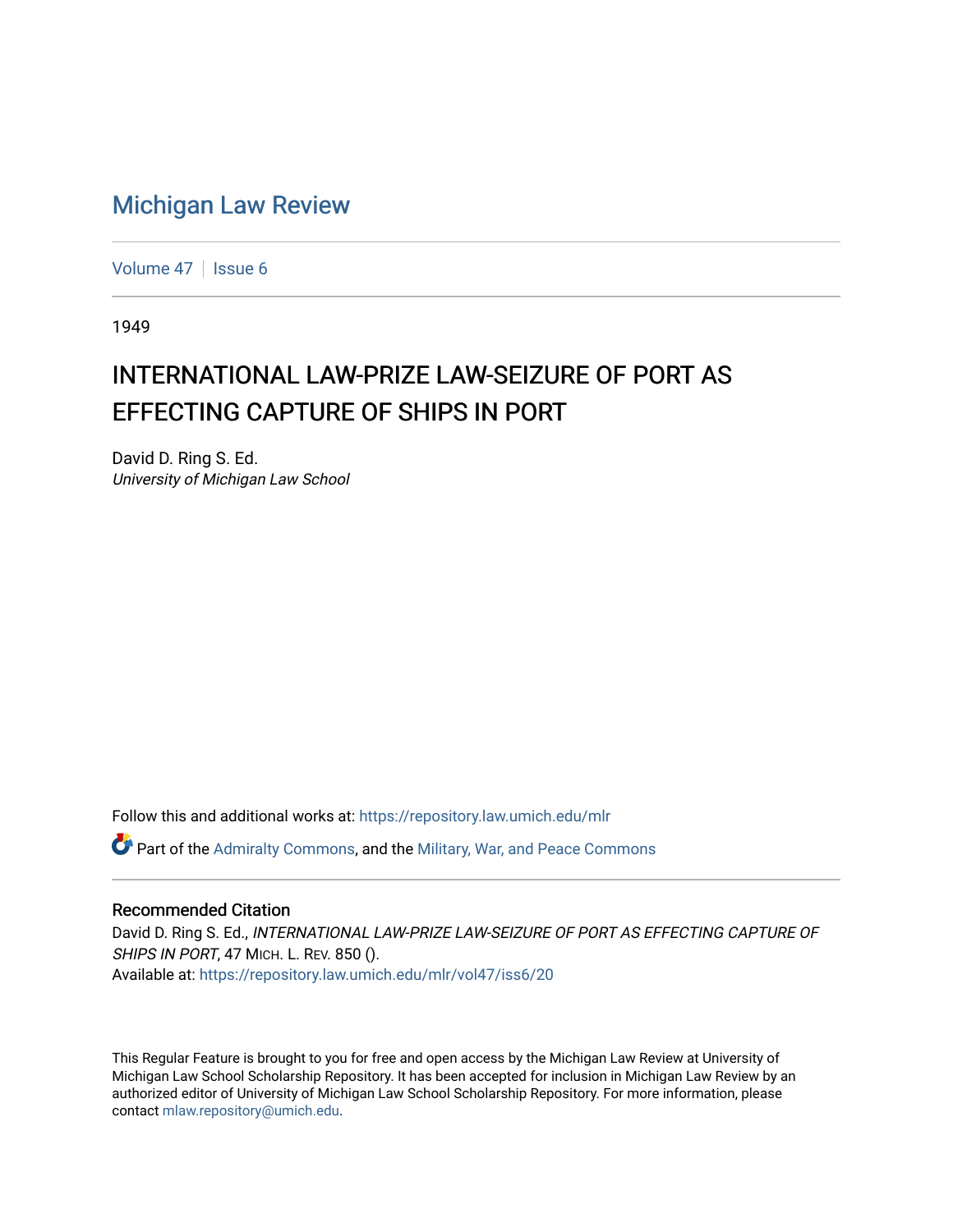# Michigan Law Review

Volume 47 | Issue 6

1949

## INTERNATIONAL LAW-PRIZE LAW-SEIZURE OF PORT AS EFFECTING CAPTURE OF SHIPS IN PORT

David D. Ring S. Ed.
*University of Michigan Law School*

Follow this and additional works at: https://repository.law.umich.edu/mlr

Part of the Admiralty Commons, and the Military, War, and Peace Commons

### Recommended Citation

David D. Ring S. Ed., *INTERNATIONAL LAW-PRIZE LAW-SEIZURE OF PORT AS EFFECTING CAPTURE OF SHIPS IN PORT*, 47 MICH. L. REV. 850 ().
Available at: https://repository.law.umich.edu/mlr/vol47/iss6/20

This Regular Feature is brought to you for free and open access by the Michigan Law Review at University of Michigan Law School Scholarship Repository. It has been accepted for inclusion in Michigan Law Review by an authorized editor of University of Michigan Law School Scholarship Repository. For more information, please contact mlaw.repository@umich.edu.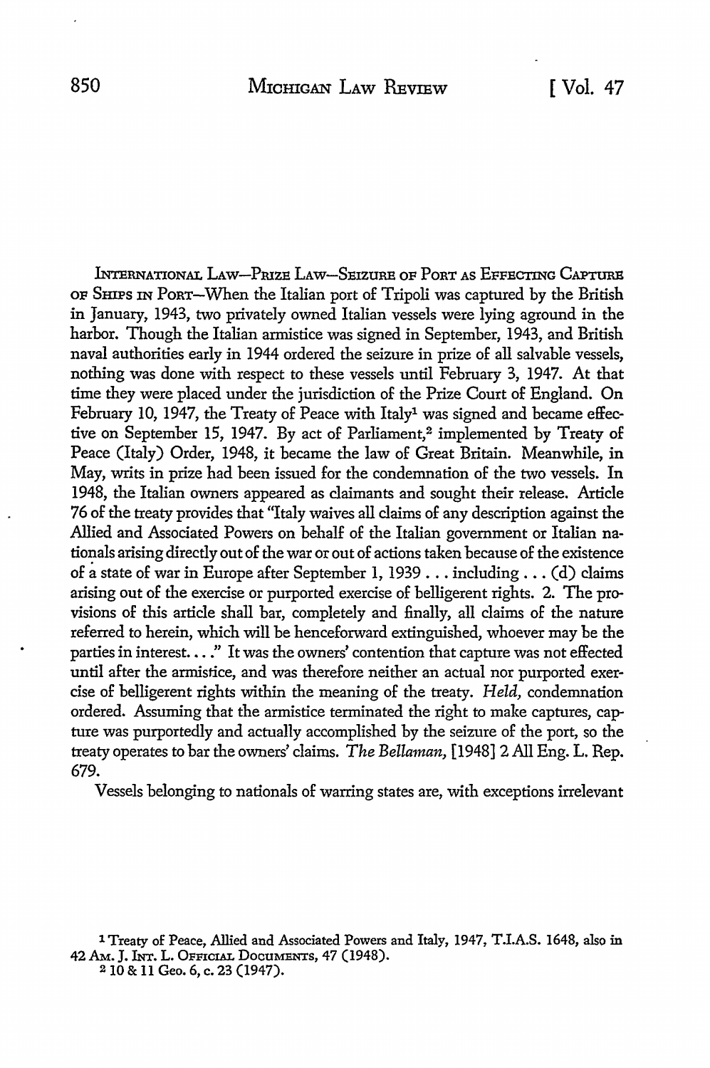INTERNATIONAL LAW—PRIZE LAW—SEIZURE OF PORT AS EFFECTING CAPTURE OF SHIPS IN PORT—When the Italian port of Tripoli was captured by the British in January, 1943, two privately owned Italian vessels were lying aground in the harbor. Though the Italian armistice was signed in September, 1943, and British naval authorities early in 1944 ordered the seizure in prize of all salvable vessels, nothing was done with respect to these vessels until February 3, 1947. At that time they were placed under the jurisdiction of the Prize Court of England. On February 10, 1947, the Treaty of Peace with Italy[1] was signed and became effective on September 15, 1947. By act of Parliament,[2] implemented by Treaty of Peace (Italy) Order, 1948, it became the law of Great Britain. Meanwhile, in May, writs in prize had been issued for the condemnation of the two vessels. In 1948, the Italian owners appeared as claimants and sought their release. Article 76 of the treaty provides that "Italy waives all claims of any description against the Allied and Associated Powers on behalf of the Italian government or Italian nationals arising directly out of the war or out of actions taken because of the existence of a state of war in Europe after September 1, 1939 . . . including . . . (d) claims arising out of the exercise or purported exercise of belligerent rights. 2. The provisions of this article shall bar, completely and finally, all claims of the nature referred to herein, which will be henceforward extinguished, whoever may be the parties in interest. . . ." It was the owners' contention that capture was not effected until after the armistice, and was therefore neither an actual nor purported exercise of belligerent rights within the meaning of the treaty. *Held,* condemnation ordered. Assuming that the armistice terminated the right to make captures, capture was purportedly and actually accomplished by the seizure of the port, so the treaty operates to bar the owners' claims. *The Bellaman,* [1948] 2 All Eng. L. Rep. 679.

Vessels belonging to nationals of warring states are, with exceptions irrelevant

[1] Treaty of Peace, Allied and Associated Powers and Italy, 1947, T.I.A.S. 1648, also in 42 AM. J. INT. L. OFFICIAL DOCUMENTS, 47 (1948).

[2] 10 & 11 Geo. 6, c. 23 (1947).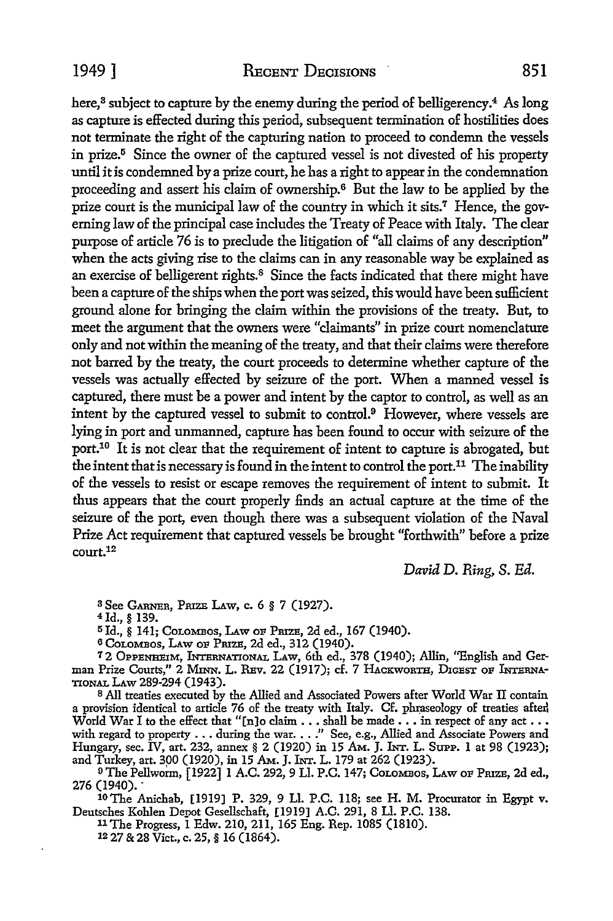here,[3] subject to capture by the enemy during the period of belligerency.[4] As long as capture is effected during this period, subsequent termination of hostilities does not terminate the right of the capturing nation to proceed to condemn the vessels in prize.[5] Since the owner of the captured vessel is not divested of his property until it is condemned by a prize court, he has a right to appear in the condemnation proceeding and assert his claim of ownership.[6] But the law to be applied by the prize court is the municipal law of the country in which it sits.[7] Hence, the governing law of the principal case includes the Treaty of Peace with Italy. The clear purpose of article 76 is to preclude the litigation of "all claims of any description" when the acts giving rise to the claims can in any reasonable way be explained as an exercise of belligerent rights.[8] Since the facts indicated that there might have been a capture of the ships when the port was seized, this would have been sufficient ground alone for bringing the claim within the provisions of the treaty. But, to meet the argument that the owners were "claimants" in prize court nomenclature only and not within the meaning of the treaty, and that their claims were therefore not barred by the treaty, the court proceeds to determine whether capture of the vessels was actually effected by seizure of the port. When a manned vessel is captured, there must be a power and intent by the captor to control, as well as an intent by the captured vessel to submit to control.[9] However, where vessels are lying in port and unmanned, capture has been found to occur with seizure of the port.[10] It is not clear that the requirement of intent to capture is abrogated, but the intent that is necessary is found in the intent to control the port.[11] The inability of the vessels to resist or escape removes the requirement of intent to submit. It thus appears that the court properly finds an actual capture at the time of the seizure of the port, even though there was a subsequent violation of the Naval Prize Act requirement that captured vessels be brought "forthwith" before a prize court.[12]

*David D. Ring, S. Ed.*

[3] See GARNER, PRIZE LAW, c. 6 § 7 (1927).

[4] Id., § 139.

[5] Id., § 141; COLOMBOS, LAW OF PRIZE, 2d ed., 167 (1940).

[6] COLOMBOS, LAW OF PRIZE, 2d ed., 312 (1940).

[7] 2 OPPENHEIM, INTERNATIONAL LAW, 6th ed., 378 (1940); Allin, "English and German Prize Courts," 2 MINN. L. REV. 22 (1917); cf. 7 HACKWORTH, DIGEST OF INTERNATIONAL LAW 289-294 (1943).

[8] All treaties executed by the Allied and Associated Powers after World War II contain a provision identical to article 76 of the treaty with Italy. Cf. phraseology of treaties after World War I to the effect that "[n]o claim . . . shall be made . . . in respect of any act . . . with regard to property . . . during the war. . . ." See, e.g., Allied and Associate Powers and Hungary, sec. IV, art. 232, annex § 2 (1920) in 15 AM. J. INT. L. SUPP. 1 at 98 (1923); and Turkey, art. 300 (1920), in 15 AM. J. INT. L. 179 at 262 (1923).

[9] The Pellworm, [1922] 1 A.C. 292, 9 Ll. P.C. 147; COLOMBOS, LAW OF PRIZE, 2d ed., 276 (1940).

[10] The Anichab, [1919] P. 329, 9 Ll. P.C. 118; see H. M. Procurator in Egypt v. Deutsches Kohlen Depot Gesellschaft, [1919] A.C. 291, 8 Ll. P.C. 138.

[11] The Progress, 1 Edw. 210, 211, 165 Eng. Rep. 1085 (1810).

[12] 27 & 28 Vict., c. 25, § 16 (1864).